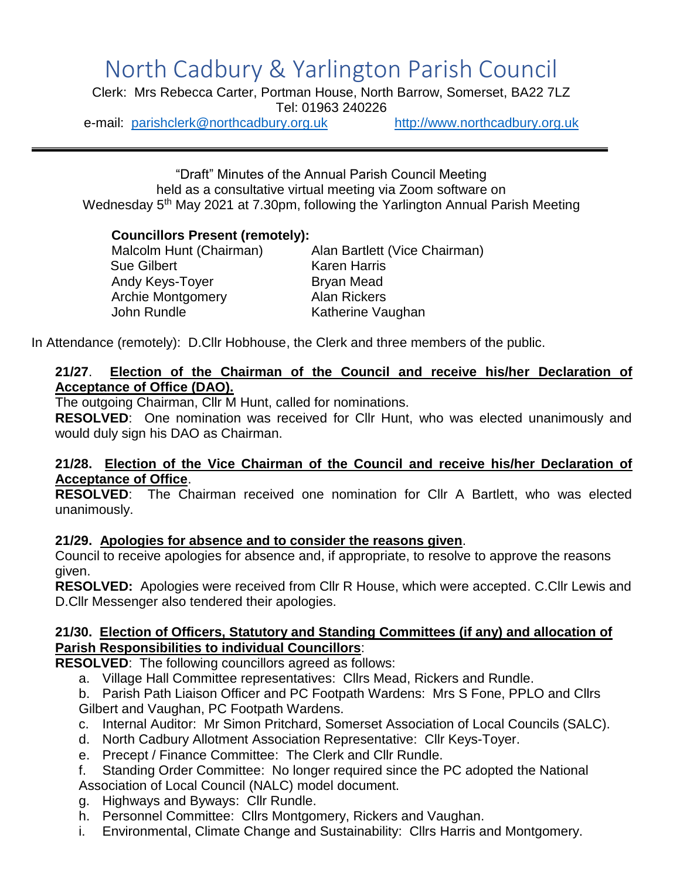# North Cadbury & Yarlington Parish Council

Clerk: Mrs Rebecca Carter, Portman House, North Barrow, Somerset, BA22 7LZ
Tel: 01963 240226
e-mail: parishclerk@northcadbury.org.uk http://www.northcadbury.org.uk

---

"Draft" Minutes of the Annual Parish Council Meeting
held as a consultative virtual meeting via Zoom software on
Wednesday 5th May 2021 at 7.30pm, following the Yarlington Annual Parish Meeting

**Councillors Present (remotely):**

| | |
|---|---|
| Malcolm Hunt (Chairman) | Alan Bartlett (Vice Chairman) |
| Sue Gilbert | Karen Harris |
| Andy Keys-Toyer | Bryan Mead |
| Archie Montgomery | Alan Rickers |
| John Rundle | Katherine Vaughan |

In Attendance (remotely): D.Cllr Hobhouse, the Clerk and three members of the public.

**21/27. Election of the Chairman of the Council and receive his/her Declaration of Acceptance of Office (DAO).**
The outgoing Chairman, Cllr M Hunt, called for nominations.
**RESOLVED**: One nomination was received for Cllr Hunt, who was elected unanimously and would duly sign his DAO as Chairman.

**21/28. Election of the Vice Chairman of the Council and receive his/her Declaration of Acceptance of Office.**
**RESOLVED**: The Chairman received one nomination for Cllr A Bartlett, who was elected unanimously.

**21/29. Apologies for absence and to consider the reasons given.**
Council to receive apologies for absence and, if appropriate, to resolve to approve the reasons given.
**RESOLVED:** Apologies were received from Cllr R House, which were accepted. C.Cllr Lewis and D.Cllr Messenger also tendered their apologies.

**21/30. Election of Officers, Statutory and Standing Committees (if any) and allocation of Parish Responsibilities to individual Councillors**:
**RESOLVED**: The following councillors agreed as follows:

a. Village Hall Committee representatives: Cllrs Mead, Rickers and Rundle.
b. Parish Path Liaison Officer and PC Footpath Wardens: Mrs S Fone, PPLO and Cllrs Gilbert and Vaughan, PC Footpath Wardens.
c. Internal Auditor: Mr Simon Pritchard, Somerset Association of Local Councils (SALC).
d. North Cadbury Allotment Association Representative: Cllr Keys-Toyer.
e. Precept / Finance Committee: The Clerk and Cllr Rundle.
f. Standing Order Committee: No longer required since the PC adopted the National Association of Local Council (NALC) model document.
g. Highways and Byways: Cllr Rundle.
h. Personnel Committee: Cllrs Montgomery, Rickers and Vaughan.
i. Environmental, Climate Change and Sustainability: Cllrs Harris and Montgomery.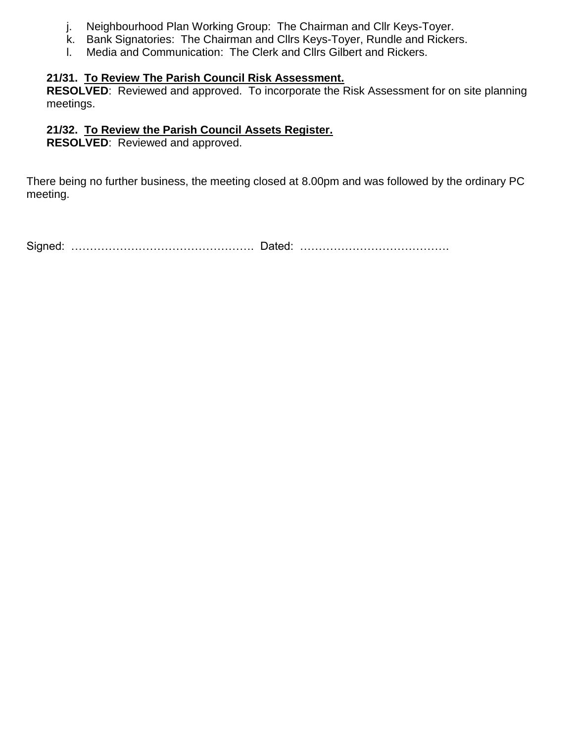j. Neighbourhood Plan Working Group: The Chairman and Cllr Keys-Toyer.
k. Bank Signatories: The Chairman and Cllrs Keys-Toyer, Rundle and Rickers.
l. Media and Communication: The Clerk and Cllrs Gilbert and Rickers.

**21/31. <u>To Review The Parish Council Risk Assessment.</u>**
**RESOLVED**: Reviewed and approved. To incorporate the Risk Assessment for on site planning meetings.

**21/32. <u>To Review the Parish Council Assets Register.</u>**
**RESOLVED**: Reviewed and approved.

There being no further business, the meeting closed at 8.00pm and was followed by the ordinary PC meeting.

Signed: …………………………………………. Dated: ………………………………….